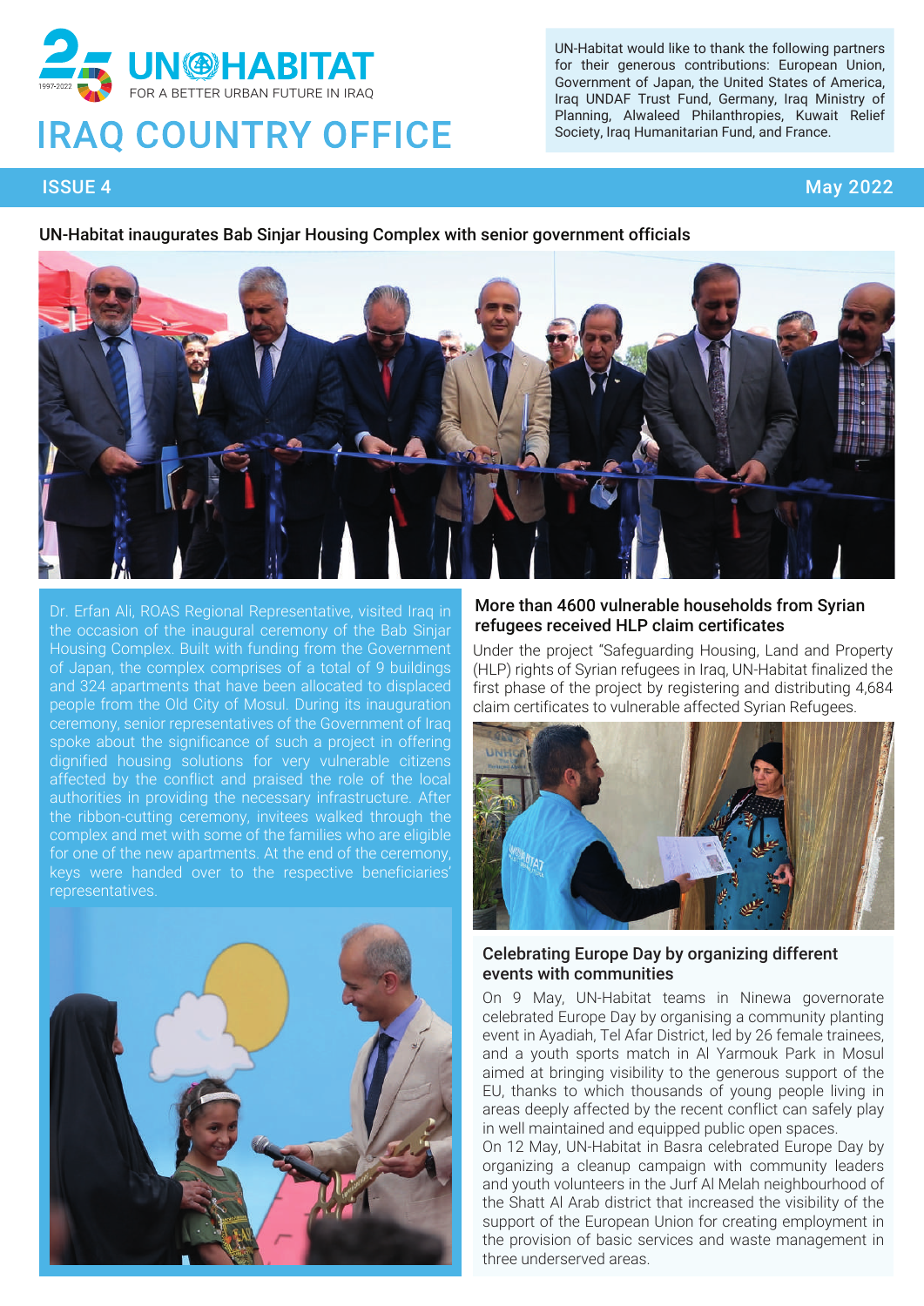# UN-HABITAT

FOR A BETTER URBAN FUTURE IN IRAQ

# IRAQ COUNTRY OFFICE

UN-Habitat would like to thank the following partners for their generous contributions: European Union, Government of Japan, the United States of America, Iraq UNDAF Trust Fund, Germany, Iraq Ministry of Planning, Alwaleed Philanthropies, Kuwait Relief Society, Iraq Humanitarian Fund, and France.

ISSUE 4 — May 2022

## UN-Habitat inaugurates Bab Sinjar Housing Complex with senior government officials

Dr. Erfan Ali, ROAS Regional Representative, visited Iraq in the occasion of the inaugural ceremony of the Bab Sinjar Housing Complex. Built with funding from the Government of Japan, the complex comprises of a total of 9 buildings and 324 apartments that have been allocated to displaced people from the Old City of Mosul. During its inauguration ceremony, senior representatives of the Government of Iraq spoke about the significance of such a project in offering dignified housing solutions for very vulnerable citizens affected by the conflict and praised the role of the local authorities in providing the necessary infrastructure. After the ribbon-cutting ceremony, invitees walked through the complex and met with some of the families who are eligible for one of the new apartments. At the end of the ceremony, keys were handed over to the respective beneficiaries' representatives.

## More than 4600 vulnerable households from Syrian refugees received HLP claim certificates

Under the project "Safeguarding Housing, Land and Property (HLP) rights of Syrian refugees in Iraq, UN-Habitat finalized the first phase of the project by registering and distributing 4,684 claim certificates to vulnerable affected Syrian Refugees.

## Celebrating Europe Day by organizing different events with communities

On 9 May, UN-Habitat teams in Ninewa governorate celebrated Europe Day by organising a community planting event in Ayadiah, Tel Afar District, led by 26 female trainees, and a youth sports match in Al Yarmouk Park in Mosul aimed at bringing visibility to the generous support of the EU, thanks to which thousands of young people living in areas deeply affected by the recent conflict can safely play in well maintained and equipped public open spaces.

On 12 May, UN-Habitat in Basra celebrated Europe Day by organizing a cleanup campaign with community leaders and youth volunteers in the Jurf Al Melah neighbourhood of the Shatt Al Arab district that increased the visibility of the support of the European Union for creating employment in the provision of basic services and waste management in three underserved areas.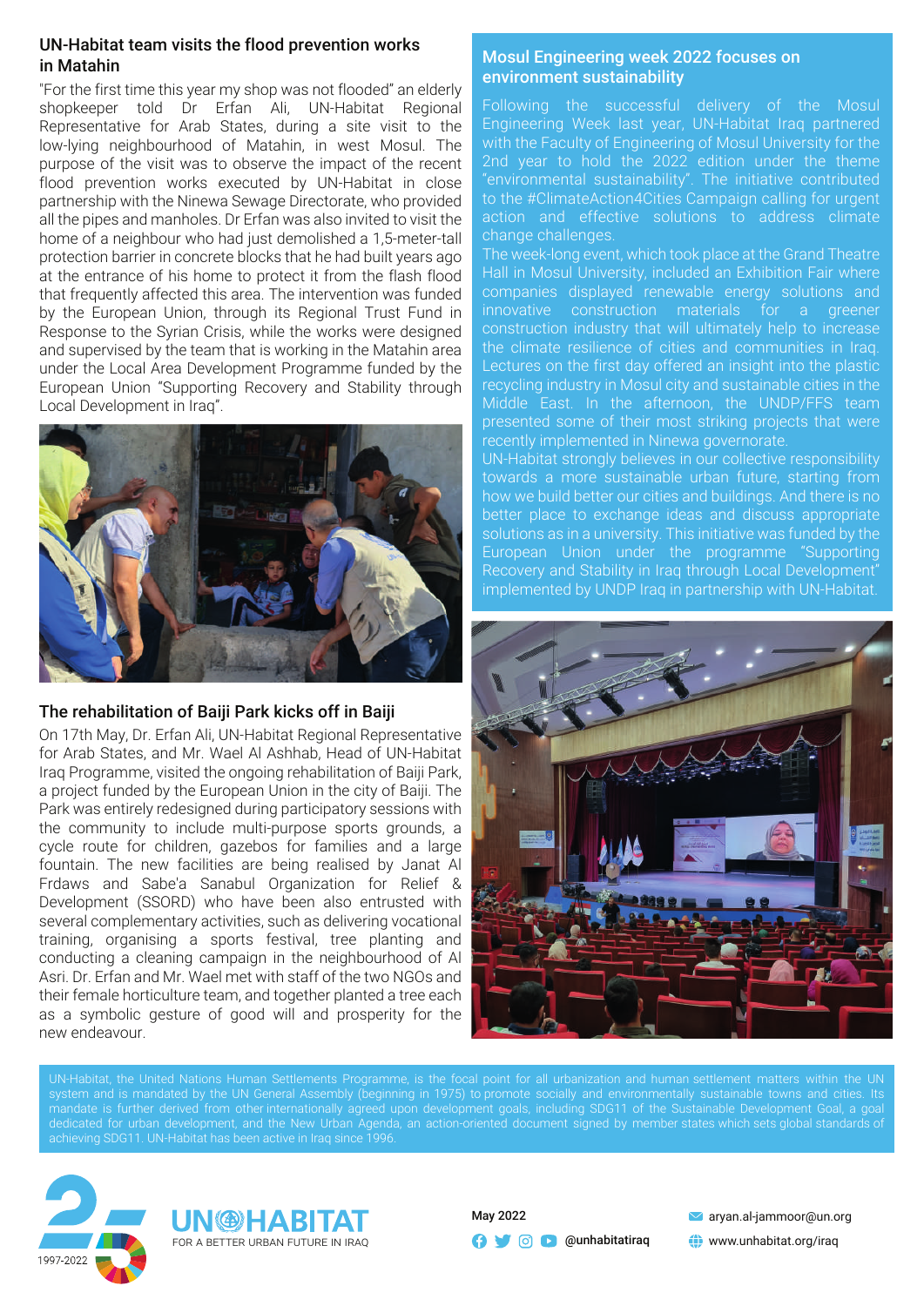## UN-Habitat team visits the flood prevention works in Matahin

"For the first time this year my shop was not flooded" an elderly shopkeeper told Dr Erfan Ali, UN-Habitat Regional Representative for Arab States, during a site visit to the low-lying neighbourhood of Matahin, in west Mosul. The purpose of the visit was to observe the impact of the recent flood prevention works executed by UN-Habitat in close partnership with the Ninewa Sewage Directorate, who provided all the pipes and manholes. Dr Erfan was also invited to visit the home of a neighbour who had just demolished a 1,5-meter-tall protection barrier in concrete blocks that he had built years ago at the entrance of his home to protect it from the flash flood that frequently affected this area. The intervention was funded by the European Union, through its Regional Trust Fund in Response to the Syrian Crisis, while the works were designed and supervised by the team that is working in the Matahin area under the Local Area Development Programme funded by the European Union "Supporting Recovery and Stability through Local Development in Iraq".

## The rehabilitation of Baiji Park kicks off in Baiji

On 17th May, Dr. Erfan Ali, UN-Habitat Regional Representative for Arab States, and Mr. Wael Al Ashhab, Head of UN-Habitat Iraq Programme, visited the ongoing rehabilitation of Baiji Park, a project funded by the European Union in the city of Baiji. The Park was entirely redesigned during participatory sessions with the community to include multi-purpose sports grounds, a cycle route for children, gazebos for families and a large fountain. The new facilities are being realised by Janat Al Frdaws and Sabe'a Sanabul Organization for Relief & Development (SSORD) who have been also entrusted with several complementary activities, such as delivering vocational training, organising a sports festival, tree planting and conducting a cleaning campaign in the neighbourhood of Al Asri. Dr. Erfan and Mr. Wael met with staff of the two NGOs and their female horticulture team, and together planted a tree each as a symbolic gesture of good will and prosperity for the new endeavour.

## Mosul Engineering week 2022 focuses on environment sustainability

Following the successful delivery of the Mosul Engineering Week last year, UN-Habitat Iraq partnered with the Faculty of Engineering of Mosul University for the 2nd year to hold the 2022 edition under the theme "environmental sustainability". The initiative contributed to the #ClimateAction4Cities Campaign calling for urgent action and effective solutions to address climate change challenges.

The week-long event, which took place at the Grand Theatre Hall in Mosul University, included an Exhibition Fair where companies displayed renewable energy solutions and innovative construction materials for a greener construction industry that will ultimately help to increase the climate resilience of cities and communities in Iraq. Lectures on the first day offered an insight into the plastic recycling industry in Mosul city and sustainable cities in the Middle East. In the afternoon, the UNDP/FFS team presented some of their most striking projects that were recently implemented in Ninewa governorate.

UN-Habitat strongly believes in our collective responsibility towards a more sustainable urban future, starting from how we build better our cities and buildings. And there is no better place to exchange ideas and discuss appropriate solutions as in a university. This initiative was funded by the European Union under the programme "Supporting Recovery and Stability in Iraq through Local Development" implemented by UNDP Iraq in partnership with UN-Habitat.

UN-Habitat, the United Nations Human Settlements Programme, is the focal point for all urbanization and human settlement matters within the UN system and is mandated by the UN General Assembly (beginning in 1975) to promote socially and environmentally sustainable towns and cities. Its mandate is further derived from other internationally agreed upon development goals, including SDG11 of the Sustainable Development Goal, a goal dedicated for urban development, and the New Urban Agenda, an action-oriented document signed by member states which sets global standards of achieving SDG11. UN-Habitat has been active in Iraq since 1996.

1997-2022

UN-HABITAT
FOR A BETTER URBAN FUTURE IN IRAQ

May 2022

@unhabitatiraq

aryan.al-jammoor@un.org

www.unhabitat.org/iraq